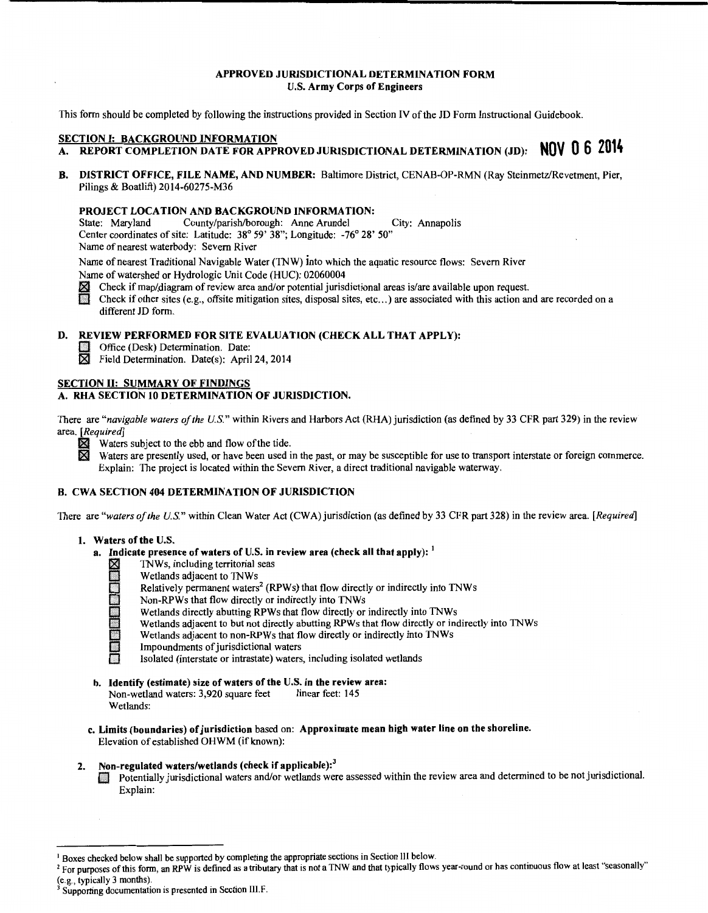# APPROVED JURISDICTIONAL DETERMINATION FORM
## U.S. Army Corps of Engineers

This form should be completed by following the instructions provided in Section IV of the JD Form Instructional Guidebook.

## SECTION I: BACKGROUND INFORMATION

**A. REPORT COMPLETION DATE FOR APPROVED JURISDICTIONAL DETERMINATION (JD):** NOV 0 6 2014

**B. DISTRICT OFFICE, FILE NAME, AND NUMBER:** Baltimore District, CENAB-OP-RMN (Ray Steinmetz/Revetment, Pier, Pilings & Boatlift) 2014-60275-M36

**PROJECT LOCATION AND BACKGROUND INFORMATION:**

State: Maryland County/parish/borough: Anne Arundel City: Annapolis
Center coordinates of site: Latitude: 38° 59' 38"; Longitude: -76° 28' 50"
Name of nearest waterbody: Severn River

Name of nearest Traditional Navigable Water (TNW) into which the aquatic resource flows: Severn River
Name of watershed or Hydrologic Unit Code (HUC): 02060004

- [x] Check if map/diagram of review area and/or potential jurisdictional areas is/are available upon request.
- [ ] Check if other sites (e.g., offsite mitigation sites, disposal sites, etc...) are associated with this action and are recorded on a different JD form.

**D. REVIEW PERFORMED FOR SITE EVALUATION (CHECK ALL THAT APPLY):**

- [ ] Office (Desk) Determination. Date:
- [x] Field Determination. Date(s): April 24, 2014

## SECTION II: SUMMARY OF FINDINGS

**A. RHA SECTION 10 DETERMINATION OF JURISDICTION.**

There are "*navigable waters of the U.S.*" within Rivers and Harbors Act (RHA) jurisdiction (as defined by 33 CFR part 329) in the review area. *[Required]*

- [x] Waters subject to the ebb and flow of the tide.
- [x] Waters are presently used, or have been used in the past, or may be susceptible for use to transport interstate or foreign commerce. Explain: The project is located within the Severn River, a direct traditional navigable waterway.

**B. CWA SECTION 404 DETERMINATION OF JURISDICTION**

There are "*waters of the U.S.*" within Clean Water Act (CWA) jurisdiction (as defined by 33 CFR part 328) in the review area. *[Required]*

**1. Waters of the U.S.**

**a. Indicate presence of waters of U.S. in review area (check all that apply):** [1]

- [x] TNWs, including territorial seas
- [ ] Wetlands adjacent to TNWs
- [ ] Relatively permanent waters[2] (RPWs) that flow directly or indirectly into TNWs
- [ ] Non-RPWs that flow directly or indirectly into TNWs
- [ ] Wetlands directly abutting RPWs that flow directly or indirectly into TNWs
- [ ] Wetlands adjacent to but not directly abutting RPWs that flow directly or indirectly into TNWs
- [ ] Wetlands adjacent to non-RPWs that flow directly or indirectly into TNWs
- [ ] Impoundments of jurisdictional waters
- [ ] Isolated (interstate or intrastate) waters, including isolated wetlands

**b. Identify (estimate) size of waters of the U.S. in the review area:**

Non-wetland waters: 3,920 square feet linear feet: 145
Wetlands:

**c. Limits (boundaries) of jurisdiction** based on: **Approximate mean high water line on the shoreline.**
Elevation of established OHWM (if known):

**2. Non-regulated waters/wetlands (check if applicable):**[3]

- [ ] Potentially jurisdictional waters and/or wetlands were assessed within the review area and determined to be not jurisdictional. Explain:

---

[1] Boxes checked below shall be supported by completing the appropriate sections in Section III below.

[2] For purposes of this form, an RPW is defined as a tributary that is not a TNW and that typically flows year-round or has continuous flow at least "seasonally" (e.g., typically 3 months).

[3] Supporting documentation is presented in Section III.F.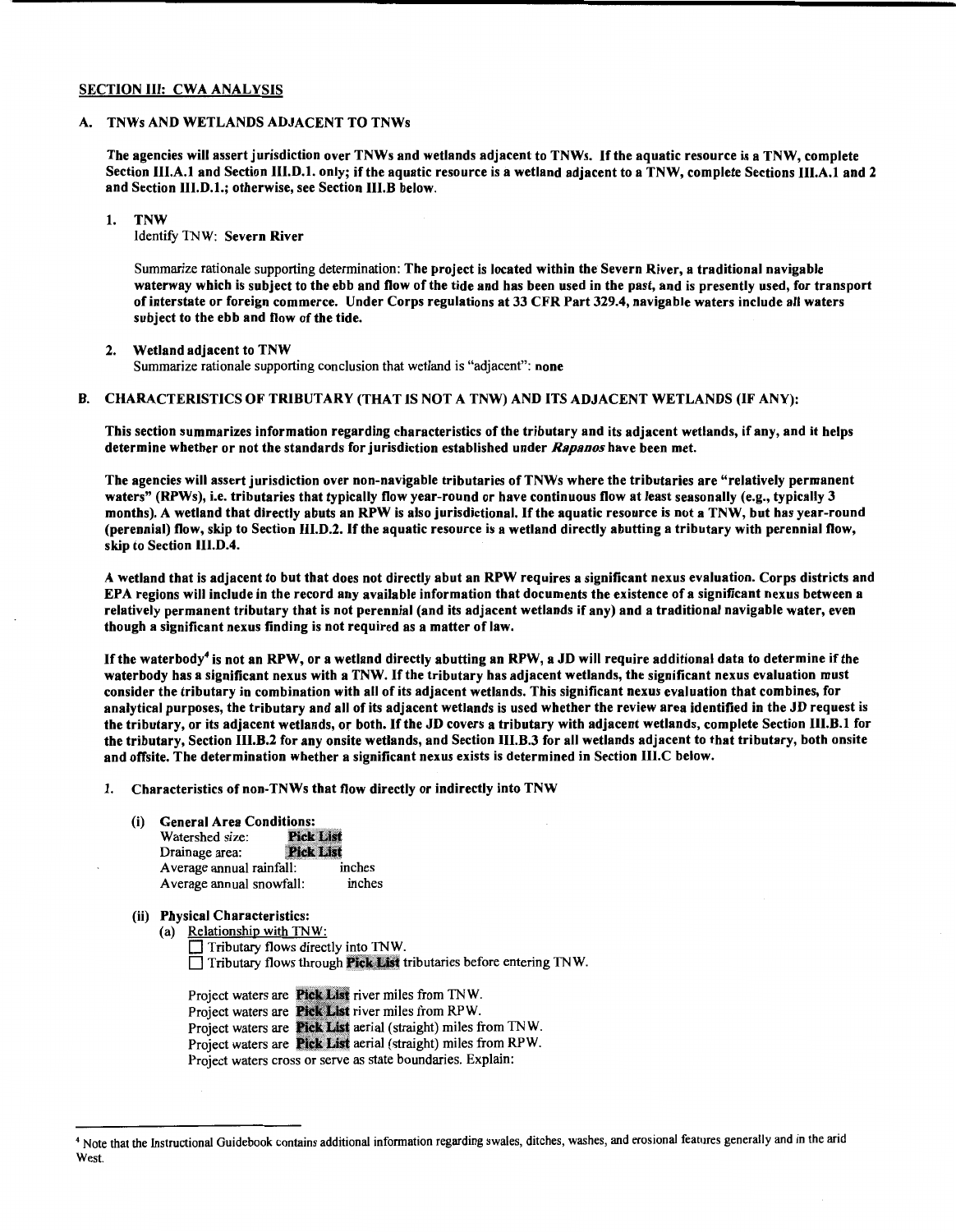## SECTION III: CWA ANALYSIS

### A. TNWs AND WETLANDS ADJACENT TO TNWs

**The agencies will assert jurisdiction over TNWs and wetlands adjacent to TNWs. If the aquatic resource is a TNW, complete Section III.A.1 and Section III.D.1. only; if the aquatic resource is a wetland adjacent to a TNW, complete Sections III.A.1 and 2 and Section III.D.1.; otherwise, see Section III.B below.**

1. **TNW**
   Identify TNW: **Severn River**

   Summarize rationale supporting determination: **The project is located within the Severn River, a traditional navigable waterway which is subject to the ebb and flow of the tide and has been used in the past, and is presently used, for transport of interstate or foreign commerce. Under Corps regulations at 33 CFR Part 329.4, navigable waters include all waters subject to the ebb and flow of the tide.**

2. **Wetland adjacent to TNW**
   Summarize rationale supporting conclusion that wetland is "adjacent": **none**

### B. CHARACTERISTICS OF TRIBUTARY (THAT IS NOT A TNW) AND ITS ADJACENT WETLANDS (IF ANY):

**This section summarizes information regarding characteristics of the tributary and its adjacent wetlands, if any, and it helps determine whether or not the standards for jurisdiction established under *Rapanos* have been met.**

**The agencies will assert jurisdiction over non-navigable tributaries of TNWs where the tributaries are "relatively permanent waters" (RPWs), i.e. tributaries that typically flow year-round or have continuous flow at least seasonally (e.g., typically 3 months). A wetland that directly abuts an RPW is also jurisdictional. If the aquatic resource is not a TNW, but has year-round (perennial) flow, skip to Section III.D.2. If the aquatic resource is a wetland directly abutting a tributary with perennial flow, skip to Section III.D.4.**

**A wetland that is adjacent to but that does not directly abut an RPW requires a significant nexus evaluation. Corps districts and EPA regions will include in the record any available information that documents the existence of a significant nexus between a relatively permanent tributary that is not perennial (and its adjacent wetlands if any) and a traditional navigable water, even though a significant nexus finding is not required as a matter of law.**

**If the waterbody[4] is not an RPW, or a wetland directly abutting an RPW, a JD will require additional data to determine if the waterbody has a significant nexus with a TNW. If the tributary has adjacent wetlands, the significant nexus evaluation must consider the tributary in combination with all of its adjacent wetlands. This significant nexus evaluation that combines, for analytical purposes, the tributary and all of its adjacent wetlands is used whether the review area identified in the JD request is the tributary, or its adjacent wetlands, or both. If the JD covers a tributary with adjacent wetlands, complete Section III.B.1 for the tributary, Section III.B.2 for any onsite wetlands, and Section III.B.3 for all wetlands adjacent to that tributary, both onsite and offsite. The determination whether a significant nexus exists is determined in Section III.C below.**

1. **Characteristics of non-TNWs that flow directly or indirectly into TNW**

   (i) **General Area Conditions:**
   Watershed size: **Pick List**
   Drainage area: **Pick List**
   Average annual rainfall: inches
   Average annual snowfall: inches

   (ii) **Physical Characteristics:**
   (a) Relationship with TNW:
   ☐ Tributary flows directly into TNW.
   ☐ Tributary flows through **Pick List** tributaries before entering TNW.

   Project waters are **Pick List** river miles from TNW.
   Project waters are **Pick List** river miles from RPW.
   Project waters are **Pick List** aerial (straight) miles from TNW.
   Project waters are **Pick List** aerial (straight) miles from RPW.
   Project waters cross or serve as state boundaries. Explain:

---

[4] Note that the Instructional Guidebook contains additional information regarding swales, ditches, washes, and erosional features generally and in the arid West.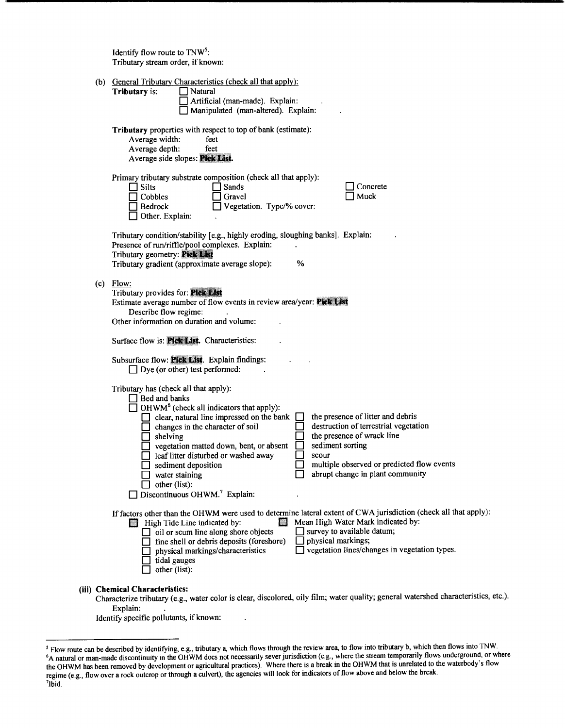Identify flow route to TNW[5]:
Tributary stream order, if known:

(b) General Tributary Characteristics (check all that apply):

**Tributary** is: ☐ Natural
☐ Artificial (man-made). Explain: .
☐ Manipulated (man-altered). Explain: .

**Tributary** properties with respect to top of bank (estimate):
Average width: feet
Average depth: feet
Average side slopes: **Pick List.**

Primary tributary substrate composition (check all that apply):

☐ Silts ☐ Sands ☐ Concrete
☐ Cobbles ☐ Gravel ☐ Muck
☐ Bedrock ☐ Vegetation. Type/% cover:
☐ Other. Explain: .

Tributary condition/stability [e.g., highly eroding, sloughing banks]. Explain: .
Presence of run/riffle/pool complexes. Explain: .
Tributary geometry: **Pick List**
Tributary gradient (approximate average slope): %

(c) Flow:

Tributary provides for: **Pick List**
Estimate average number of flow events in review area/year: **Pick List**
Describe flow regime: .
Other information on duration and volume: .

Surface flow is: **Pick List.** Characteristics: .

Subsurface flow: **Pick List.** Explain findings: . .
☐ Dye (or other) test performed: .

Tributary has (check all that apply):
☐ Bed and banks
☐ OHWM[6] (check all indicators that apply):
☐ clear, natural line impressed on the bank
☐ changes in the character of soil
☐ shelving
☐ vegetation matted down, bent, or absent
☐ leaf litter disturbed or washed away
☐ sediment deposition
☐ water staining
☐ other (list):
☐ the presence of litter and debris
☐ destruction of terrestrial vegetation
☐ the presence of wrack line
☐ sediment sorting
☐ scour
☐ multiple observed or predicted flow events
☐ abrupt change in plant community
☐ Discontinuous OHWM.[7] Explain: .

If factors other than the OHWM were used to determine lateral extent of CWA jurisdiction (check all that apply):
☐ High Tide Line indicated by:
☐ oil or scum line along shore objects
☐ fine shell or debris deposits (foreshore)
☐ physical markings/characteristics
☐ tidal gauges
☐ other (list):

☐ Mean High Water Mark indicated by:
☐ survey to available datum;
☐ physical markings;
☐ vegetation lines/changes in vegetation types.

**(iii) Chemical Characteristics:**

Characterize tributary (e.g., water color is clear, discolored, oily film; water quality; general watershed characteristics, etc.).
Explain: .
Identify specific pollutants, if known: .

---

[5] Flow route can be described by identifying, e.g., tributary a, which flows through the review area, to flow into tributary b, which then flows into TNW.
[6] A natural or man-made discontinuity in the OHWM does not necessarily sever jurisdiction (e.g., where the stream temporarily flows underground, or where the OHWM has been removed by development or agricultural practices). Where there is a break in the OHWM that is unrelated to the waterbody's flow regime (e.g., flow over a rock outcrop or through a culvert), the agencies will look for indicators of flow above and below the break.
[7] Ibid.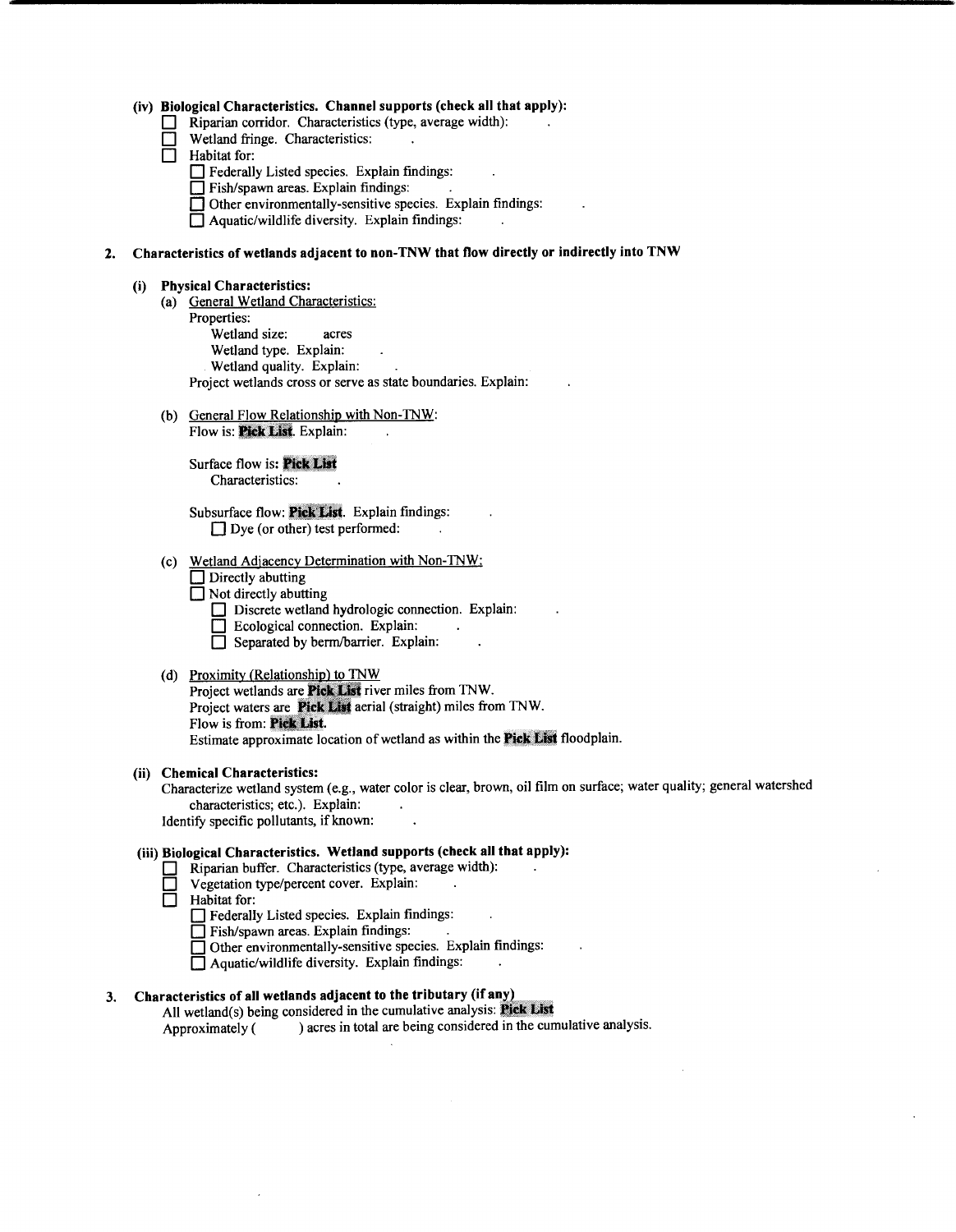**(iv) Biological Characteristics. Channel supports (check all that apply):**

- ☐ Riparian corridor. Characteristics (type, average width): .
- ☐ Wetland fringe. Characteristics: .
- ☐ Habitat for:
  - ☐ Federally Listed species. Explain findings: .
  - ☐ Fish/spawn areas. Explain findings: .
  - ☐ Other environmentally-sensitive species. Explain findings: .
  - ☐ Aquatic/wildlife diversity. Explain findings: .

**2. Characteristics of wetlands adjacent to non-TNW that flow directly or indirectly into TNW**

**(i) Physical Characteristics:**

(a) General Wetland Characteristics:

Properties:

Wetland size: acres

Wetland type. Explain: .

Wetland quality. Explain: .

Project wetlands cross or serve as state boundaries. Explain: .

(b) General Flow Relationship with Non-TNW:

Flow is: **Pick List**. Explain: .

Surface flow is: **Pick List**

Characteristics: .

Subsurface flow: **Pick List**. Explain findings: .

☐ Dye (or other) test performed: .

(c) Wetland Adjacency Determination with Non-TNW:

- ☐ Directly abutting
- ☐ Not directly abutting
  - ☐ Discrete wetland hydrologic connection. Explain: .
  - ☐ Ecological connection. Explain: .
  - ☐ Separated by berm/barrier. Explain: .

(d) Proximity (Relationship) to TNW

Project wetlands are **Pick List** river miles from TNW.

Project waters are **Pick List** aerial (straight) miles from TNW.

Flow is from: **Pick List**.

Estimate approximate location of wetland as within the **Pick List** floodplain.

**(ii) Chemical Characteristics:**

Characterize wetland system (e.g., water color is clear, brown, oil film on surface; water quality; general watershed characteristics; etc.). Explain: .

Identify specific pollutants, if known: .

**(iii) Biological Characteristics. Wetland supports (check all that apply):**

- ☐ Riparian buffer. Characteristics (type, average width): .
- ☐ Vegetation type/percent cover. Explain: .
- ☐ Habitat for:
  - ☐ Federally Listed species. Explain findings: .
  - ☐ Fish/spawn areas. Explain findings: .
  - ☐ Other environmentally-sensitive species. Explain findings: .
  - ☐ Aquatic/wildlife diversity. Explain findings: .

**3. Characteristics of all wetlands adjacent to the tributary (if any)**

All wetland(s) being considered in the cumulative analysis: **Pick List**

Approximately ( ) acres in total are being considered in the cumulative analysis.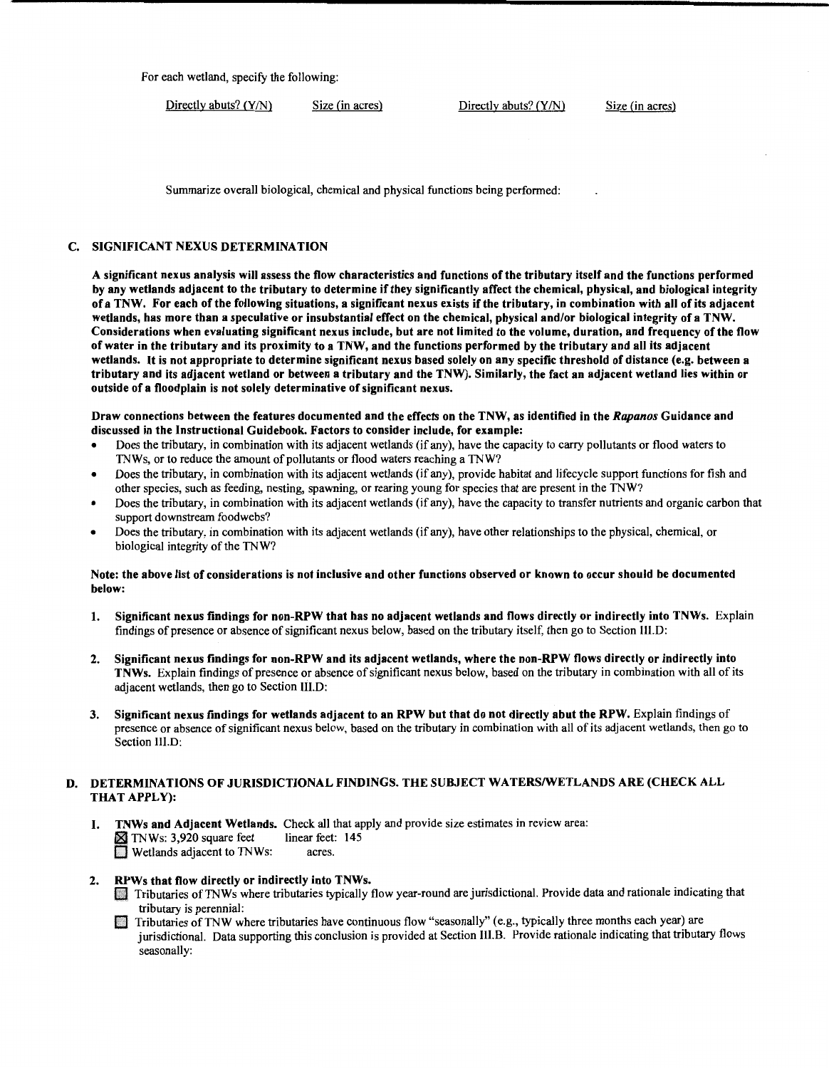For each wetland, specify the following:

| Directly abuts? (Y/N) | Size (in acres) | Directly abuts? (Y/N) | Size (in acres) |
|---|---|---|---|

Summarize overall biological, chemical and physical functions being performed: .

## C. SIGNIFICANT NEXUS DETERMINATION

**A significant nexus analysis will assess the flow characteristics and functions of the tributary itself and the functions performed by any wetlands adjacent to the tributary to determine if they significantly affect the chemical, physical, and biological integrity of a TNW. For each of the following situations, a significant nexus exists if the tributary, in combination with all of its adjacent wetlands, has more than a speculative or insubstantial effect on the chemical, physical and/or biological integrity of a TNW. Considerations when evaluating significant nexus include, but are not limited to the volume, duration, and frequency of the flow of water in the tributary and its proximity to a TNW, and the functions performed by the tributary and all its adjacent wetlands. It is not appropriate to determine significant nexus based solely on any specific threshold of distance (e.g. between a tributary and its adjacent wetland or between a tributary and the TNW). Similarly, the fact an adjacent wetland lies within or outside of a floodplain is not solely determinative of significant nexus.**

**Draw connections between the features documented and the effects on the TNW, as identified in the *Rapanos* Guidance and discussed in the Instructional Guidebook. Factors to consider include, for example:**

- Does the tributary, in combination with its adjacent wetlands (if any), have the capacity to carry pollutants or flood waters to TNWs, or to reduce the amount of pollutants or flood waters reaching a TNW?
- Does the tributary, in combination with its adjacent wetlands (if any), provide habitat and lifecycle support functions for fish and other species, such as feeding, nesting, spawning, or rearing young for species that are present in the TNW?
- Does the tributary, in combination with its adjacent wetlands (if any), have the capacity to transfer nutrients and organic carbon that support downstream foodwebs?
- Does the tributary, in combination with its adjacent wetlands (if any), have other relationships to the physical, chemical, or biological integrity of the TNW?

**Note: the above list of considerations is not inclusive and other functions observed or known to occur should be documented below:**

1. **Significant nexus findings for non-RPW that has no adjacent wetlands and flows directly or indirectly into TNWs.** Explain findings of presence or absence of significant nexus below, based on the tributary itself, then go to Section III.D:

2. **Significant nexus findings for non-RPW and its adjacent wetlands, where the non-RPW flows directly or indirectly into TNWs.** Explain findings of presence or absence of significant nexus below, based on the tributary in combination with all of its adjacent wetlands, then go to Section III.D:

3. **Significant nexus findings for wetlands adjacent to an RPW but that do not directly abut the RPW.** Explain findings of presence or absence of significant nexus below, based on the tributary in combination with all of its adjacent wetlands, then go to Section III.D:

## D. DETERMINATIONS OF JURISDICTIONAL FINDINGS. THE SUBJECT WATERS/WETLANDS ARE (CHECK ALL THAT APPLY):

1. **TNWs and Adjacent Wetlands.** Check all that apply and provide size estimates in review area:
   - ☒ TNWs: 3,920 square feet linear feet: 145
   - ☐ Wetlands adjacent to TNWs: acres.

2. **RPWs that flow directly or indirectly into TNWs.**
   - ☐ Tributaries of TNWs where tributaries typically flow year-round are jurisdictional. Provide data and rationale indicating that tributary is perennial:
   - ☐ Tributaries of TNW where tributaries have continuous flow "seasonally" (e.g., typically three months each year) are jurisdictional. Data supporting this conclusion is provided at Section III.B. Provide rationale indicating that tributary flows seasonally: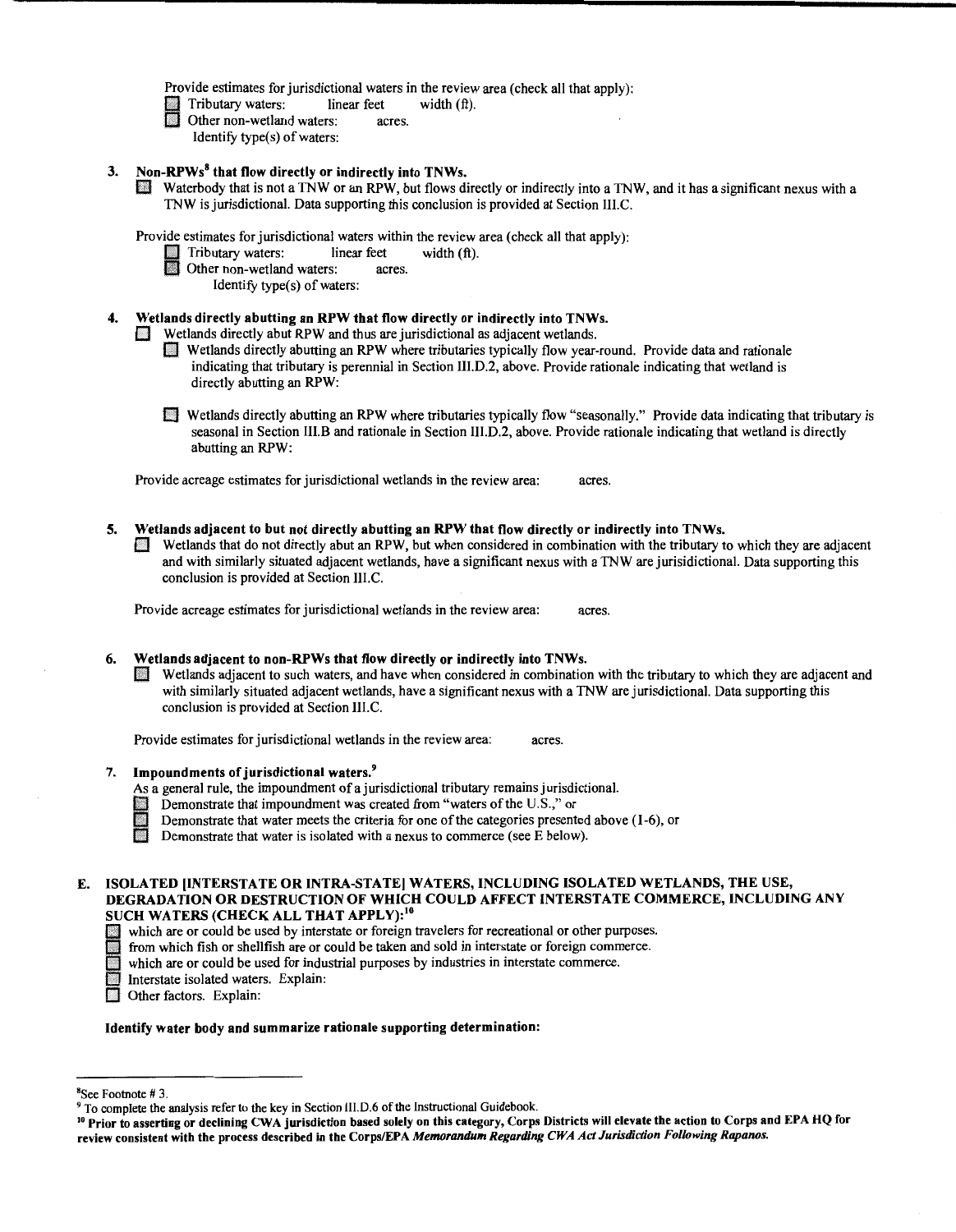Provide estimates for jurisdictional waters in the review area (check all that apply):

- ☐ Tributary waters: linear feet width (ft).
- ☐ Other non-wetland waters: acres.

  Identify type(s) of waters:

**3. Non-RPWs[8] that flow directly or indirectly into TNWs.**

☐ Waterbody that is not a TNW or an RPW, but flows directly or indirectly into a TNW, and it has a significant nexus with a TNW is jurisdictional. Data supporting this conclusion is provided at Section III.C.

Provide estimates for jurisdictional waters within the review area (check all that apply):

- ☐ Tributary waters: linear feet width (ft).
- ☐ Other non-wetland waters: acres.

  Identify type(s) of waters:

**4. Wetlands directly abutting an RPW that flow directly or indirectly into TNWs.**

☐ Wetlands directly abut RPW and thus are jurisdictional as adjacent wetlands.

- ☐ Wetlands directly abutting an RPW where tributaries typically flow year-round. Provide data and rationale indicating that tributary is perennial in Section III.D.2, above. Provide rationale indicating that wetland is directly abutting an RPW:

- ☐ Wetlands directly abutting an RPW where tributaries typically flow "seasonally." Provide data indicating that tributary is seasonal in Section III.B and rationale in Section III.D.2, above. Provide rationale indicating that wetland is directly abutting an RPW:

Provide acreage estimates for jurisdictional wetlands in the review area: acres.

**5. Wetlands adjacent to but not directly abutting an RPW that flow directly or indirectly into TNWs.**

☐ Wetlands that do not directly abut an RPW, but when considered in combination with the tributary to which they are adjacent and with similarly situated adjacent wetlands, have a significant nexus with a TNW are jurisidictional. Data supporting this conclusion is provided at Section III.C.

Provide acreage estimates for jurisdictional wetlands in the review area: acres.

**6. Wetlands adjacent to non-RPWs that flow directly or indirectly into TNWs.**

☐ Wetlands adjacent to such waters, and have when considered in combination with the tributary to which they are adjacent and with similarly situated adjacent wetlands, have a significant nexus with a TNW are jurisdictional. Data supporting this conclusion is provided at Section III.C.

Provide estimates for jurisdictional wetlands in the review area: acres.

**7. Impoundments of jurisdictional waters.[9]**

As a general rule, the impoundment of a jurisdictional tributary remains jurisdictional.

- ☐ Demonstrate that impoundment was created from "waters of the U.S.," or
- ☐ Demonstrate that water meets the criteria for one of the categories presented above (1-6), or
- ☐ Demonstrate that water is isolated with a nexus to commerce (see E below).

**E. ISOLATED [INTERSTATE OR INTRA-STATE] WATERS, INCLUDING ISOLATED WETLANDS, THE USE, DEGRADATION OR DESTRUCTION OF WHICH COULD AFFECT INTERSTATE COMMERCE, INCLUDING ANY SUCH WATERS (CHECK ALL THAT APPLY):[10]**

- ☐ which are or could be used by interstate or foreign travelers for recreational or other purposes.
- ☐ from which fish or shellfish are or could be taken and sold in interstate or foreign commerce.
- ☐ which are or could be used for industrial purposes by industries in interstate commerce.
- ☐ Interstate isolated waters. Explain:
- ☐ Other factors. Explain:

**Identify water body and summarize rationale supporting determination:**

---

[8] See Footnote # 3.

[9] To complete the analysis refer to the key in Section III.D.6 of the Instructional Guidebook.

[10] **Prior to asserting or declining CWA jurisdiction based solely on this category, Corps Districts will elevate the action to Corps and EPA HQ for review consistent with the process described in the Corps/EPA *Memorandum Regarding CWA Act Jurisdiction Following Rapanos.***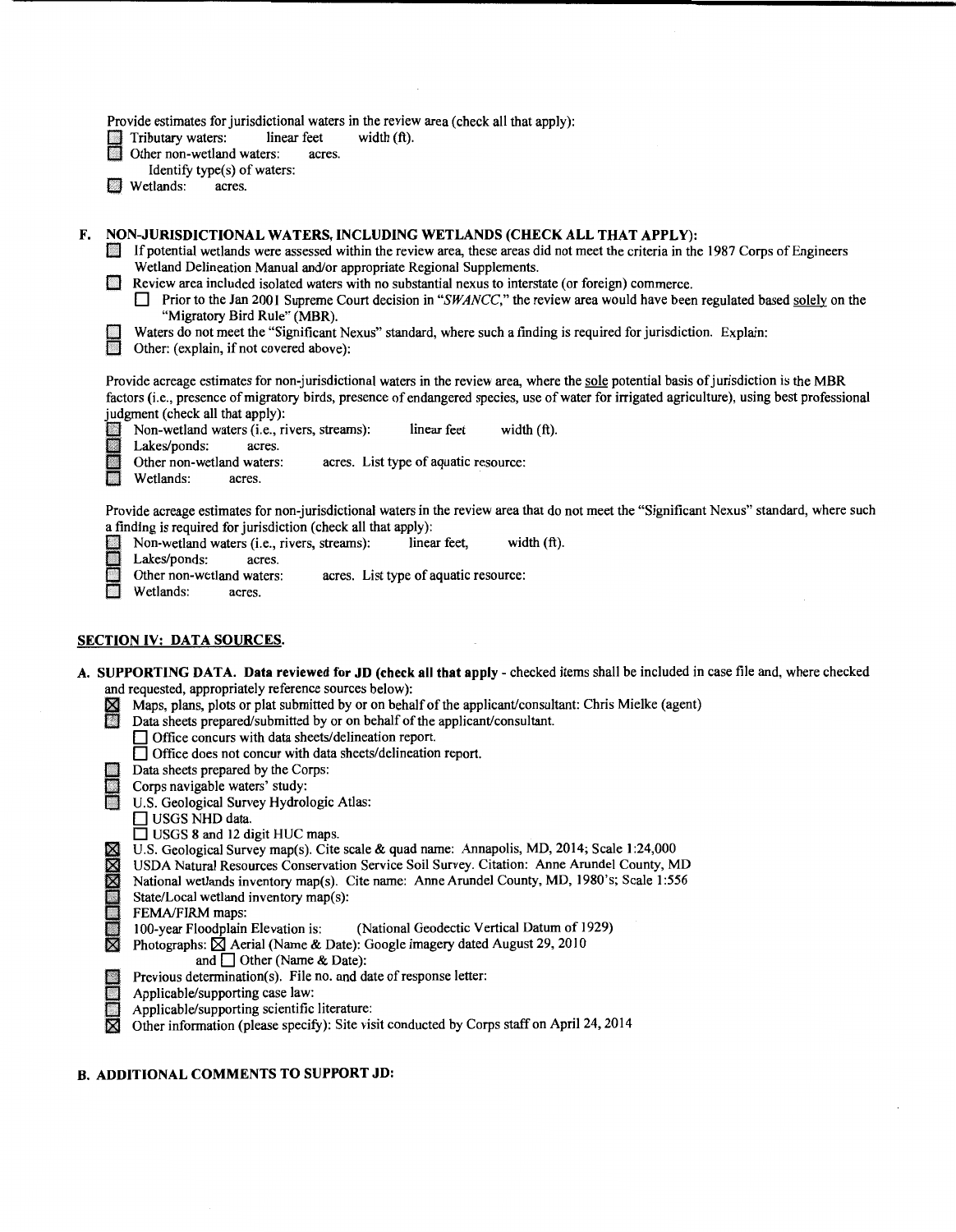Provide estimates for jurisdictional waters in the review area (check all that apply):

- ☐ Tributary waters: linear feet width (ft).
- ☐ Other non-wetland waters: acres.
  - Identify type(s) of waters:
- ☐ Wetlands: acres.

**F. NON-JURISDICTIONAL WATERS, INCLUDING WETLANDS (CHECK ALL THAT APPLY):**

- ☐ If potential wetlands were assessed within the review area, these areas did not meet the criteria in the 1987 Corps of Engineers Wetland Delineation Manual and/or appropriate Regional Supplements.
- ☐ Review area included isolated waters with no substantial nexus to interstate (or foreign) commerce.
  - ☐ Prior to the Jan 2001 Supreme Court decision in "*SWANCC*," the review area would have been regulated based solely on the "Migratory Bird Rule" (MBR).
- ☐ Waters do not meet the "Significant Nexus" standard, where such a finding is required for jurisdiction. Explain:
- ☐ Other: (explain, if not covered above):

Provide acreage estimates for non-jurisdictional waters in the review area, where the sole potential basis of jurisdiction is the MBR factors (i.e., presence of migratory birds, presence of endangered species, use of water for irrigated agriculture), using best professional judgment (check all that apply):

- ☐ Non-wetland waters (i.e., rivers, streams): linear feet width (ft).
- ☐ Lakes/ponds: acres.
- ☐ Other non-wetland waters: acres. List type of aquatic resource:
- ☐ Wetlands: acres.

Provide acreage estimates for non-jurisdictional waters in the review area that do not meet the "Significant Nexus" standard, where such a finding is required for jurisdiction (check all that apply):

- ☐ Non-wetland waters (i.e., rivers, streams): linear feet, width (ft).
- ☐ Lakes/ponds: acres.
- ☐ Other non-wetland waters: acres. List type of aquatic resource:
- ☐ Wetlands: acres.

## SECTION IV: DATA SOURCES.

**A. SUPPORTING DATA. Data reviewed for JD (check all that apply** - checked items shall be included in case file and, where checked and requested, appropriately reference sources below):

- ☒ Maps, plans, plots or plat submitted by or on behalf of the applicant/consultant: Chris Mielke (agent)
- ☐ Data sheets prepared/submitted by or on behalf of the applicant/consultant.
  - ☐ Office concurs with data sheets/delineation report.
  - ☐ Office does not concur with data sheets/delineation report.
- ☐ Data sheets prepared by the Corps:
- ☐ Corps navigable waters' study:
- ☐ U.S. Geological Survey Hydrologic Atlas:
  - ☐ USGS NHD data.
  - ☐ USGS 8 and 12 digit HUC maps.
- ☒ U.S. Geological Survey map(s). Cite scale & quad name: Annapolis, MD, 2014; Scale 1:24,000
- ☒ USDA Natural Resources Conservation Service Soil Survey. Citation: Anne Arundel County, MD
- ☒ National wetlands inventory map(s). Cite name: Anne Arundel County, MD, 1980's; Scale 1:556
- ☐ State/Local wetland inventory map(s):
- ☐ FEMA/FIRM maps:
- ☐ 100-year Floodplain Elevation is: (National Geodectic Vertical Datum of 1929)
- ☒ Photographs: ☒ Aerial (Name & Date): Google imagery dated August 29, 2010
  - and ☐ Other (Name & Date):
- ☐ Previous determination(s). File no. and date of response letter:
- ☐ Applicable/supporting case law:
- ☐ Applicable/supporting scientific literature:
- ☒ Other information (please specify): Site visit conducted by Corps staff on April 24, 2014

**B. ADDITIONAL COMMENTS TO SUPPORT JD:**